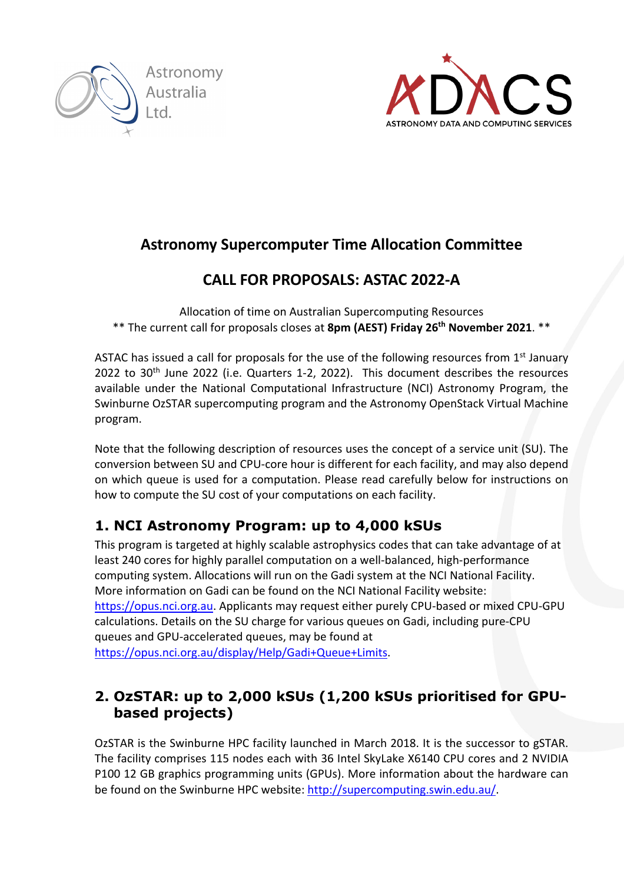Astronomy Australia Ltd.

ADACS
ASTRONOMY DATA AND COMPUTING SERVICES

# Astronomy Supercomputer Time Allocation Committee

# CALL FOR PROPOSALS: ASTAC 2022-A

Allocation of time on Australian Supercomputing Resources
** The current call for proposals closes at **8pm (AEST) Friday 26th November 2021**. **

ASTAC has issued a call for proposals for the use of the following resources from 1st January 2022 to 30th June 2022 (i.e. Quarters 1-2, 2022). This document describes the resources available under the National Computational Infrastructure (NCI) Astronomy Program, the Swinburne OzSTAR supercomputing program and the Astronomy OpenStack Virtual Machine program.

Note that the following description of resources uses the concept of a service unit (SU). The conversion between SU and CPU-core hour is different for each facility, and may also depend on which queue is used for a computation. Please read carefully below for instructions on how to compute the SU cost of your computations on each facility.

## 1. NCI Astronomy Program: up to 4,000 kSUs

This program is targeted at highly scalable astrophysics codes that can take advantage of at least 240 cores for highly parallel computation on a well-balanced, high-performance computing system. Allocations will run on the Gadi system at the NCI National Facility. More information on Gadi can be found on the NCI National Facility website: https://opus.nci.org.au. Applicants may request either purely CPU-based or mixed CPU-GPU calculations. Details on the SU charge for various queues on Gadi, including pure-CPU queues and GPU-accelerated queues, may be found at https://opus.nci.org.au/display/Help/Gadi+Queue+Limits.

## 2. OzSTAR: up to 2,000 kSUs (1,200 kSUs prioritised for GPU-based projects)

OzSTAR is the Swinburne HPC facility launched in March 2018. It is the successor to gSTAR. The facility comprises 115 nodes each with 36 Intel SkyLake X6140 CPU cores and 2 NVIDIA P100 12 GB graphics programming units (GPUs). More information about the hardware can be found on the Swinburne HPC website: http://supercomputing.swin.edu.au/.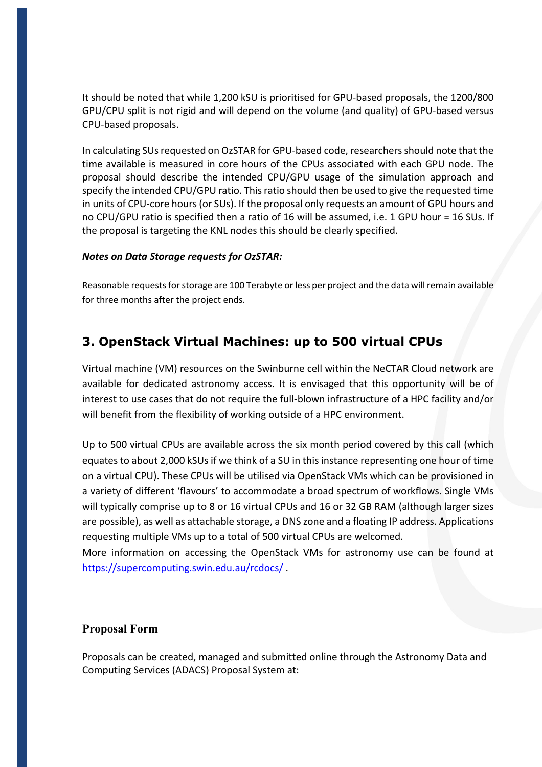It should be noted that while 1,200 kSU is prioritised for GPU-based proposals, the 1200/800 GPU/CPU split is not rigid and will depend on the volume (and quality) of GPU-based versus CPU-based proposals.

In calculating SUs requested on OzSTAR for GPU-based code, researchers should note that the time available is measured in core hours of the CPUs associated with each GPU node. The proposal should describe the intended CPU/GPU usage of the simulation approach and specify the intended CPU/GPU ratio. This ratio should then be used to give the requested time in units of CPU-core hours (or SUs). If the proposal only requests an amount of GPU hours and no CPU/GPU ratio is specified then a ratio of 16 will be assumed, i.e. 1 GPU hour = 16 SUs. If the proposal is targeting the KNL nodes this should be clearly specified.

***Notes on Data Storage requests for OzSTAR:***

Reasonable requests for storage are 100 Terabyte or less per project and the data will remain available for three months after the project ends.

## 3. OpenStack Virtual Machines: up to 500 virtual CPUs

Virtual machine (VM) resources on the Swinburne cell within the NeCTAR Cloud network are available for dedicated astronomy access. It is envisaged that this opportunity will be of interest to use cases that do not require the full-blown infrastructure of a HPC facility and/or will benefit from the flexibility of working outside of a HPC environment.

Up to 500 virtual CPUs are available across the six month period covered by this call (which equates to about 2,000 kSUs if we think of a SU in this instance representing one hour of time on a virtual CPU). These CPUs will be utilised via OpenStack VMs which can be provisioned in a variety of different 'flavours' to accommodate a broad spectrum of workflows. Single VMs will typically comprise up to 8 or 16 virtual CPUs and 16 or 32 GB RAM (although larger sizes are possible), as well as attachable storage, a DNS zone and a floating IP address. Applications requesting multiple VMs up to a total of 500 virtual CPUs are welcomed.
More information on accessing the OpenStack VMs for astronomy use can be found at https://supercomputing.swin.edu.au/rcdocs/ .

### Proposal Form

Proposals can be created, managed and submitted online through the Astronomy Data and Computing Services (ADACS) Proposal System at: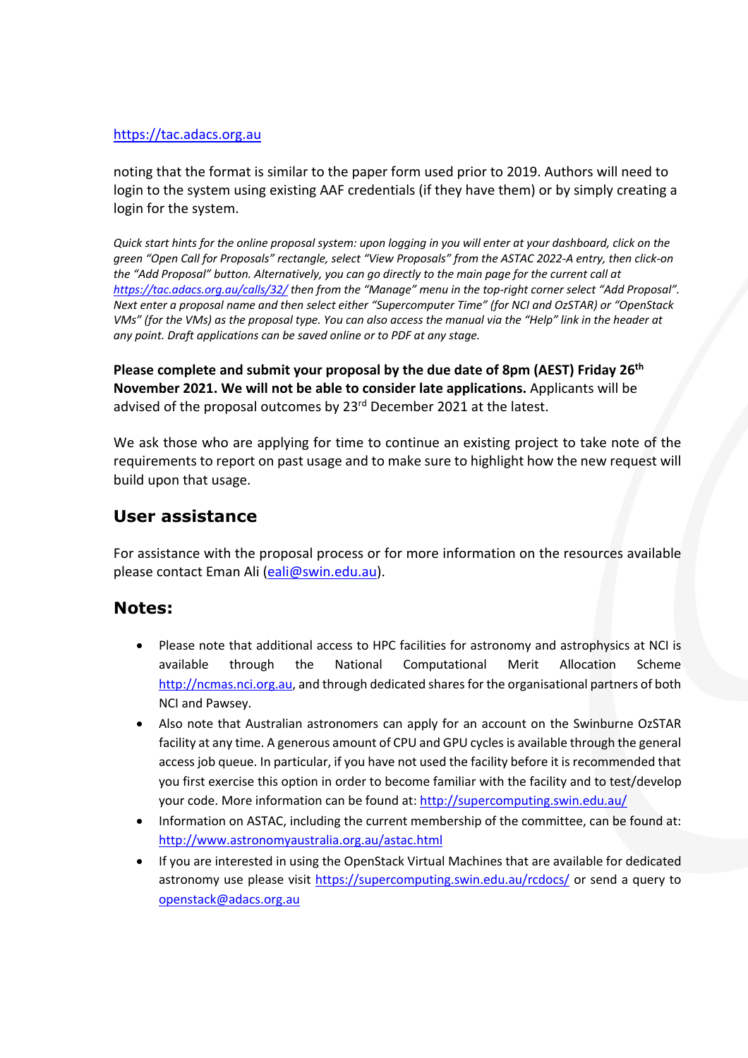https://tac.adacs.org.au

noting that the format is similar to the paper form used prior to 2019. Authors will need to login to the system using existing AAF credentials (if they have them) or by simply creating a login for the system.

*Quick start hints for the online proposal system: upon logging in you will enter at your dashboard, click on the green "Open Call for Proposals" rectangle, select "View Proposals" from the ASTAC 2022-A entry, then click-on the "Add Proposal" button. Alternatively, you can go directly to the main page for the current call at https://tac.adacs.org.au/calls/32/ then from the "Manage" menu in the top-right corner select "Add Proposal". Next enter a proposal name and then select either "Supercomputer Time" (for NCI and OzSTAR) or "OpenStack VMs" (for the VMs) as the proposal type. You can also access the manual via the "Help" link in the header at any point. Draft applications can be saved online or to PDF at any stage.*

**Please complete and submit your proposal by the due date of 8pm (AEST) Friday 26th November 2021. We will not be able to consider late applications.** Applicants will be advised of the proposal outcomes by 23rd December 2021 at the latest.

We ask those who are applying for time to continue an existing project to take note of the requirements to report on past usage and to make sure to highlight how the new request will build upon that usage.

## User assistance

For assistance with the proposal process or for more information on the resources available please contact Eman Ali (eali@swin.edu.au).

## Notes:

- Please note that additional access to HPC facilities for astronomy and astrophysics at NCI is available through the National Computational Merit Allocation Scheme http://ncmas.nci.org.au, and through dedicated shares for the organisational partners of both NCI and Pawsey.
- Also note that Australian astronomers can apply for an account on the Swinburne OzSTAR facility at any time. A generous amount of CPU and GPU cycles is available through the general access job queue. In particular, if you have not used the facility before it is recommended that you first exercise this option in order to become familiar with the facility and to test/develop your code. More information can be found at: http://supercomputing.swin.edu.au/
- Information on ASTAC, including the current membership of the committee, can be found at: http://www.astronomyaustralia.org.au/astac.html
- If you are interested in using the OpenStack Virtual Machines that are available for dedicated astronomy use please visit https://supercomputing.swin.edu.au/rcdocs/ or send a query to openstack@adacs.org.au